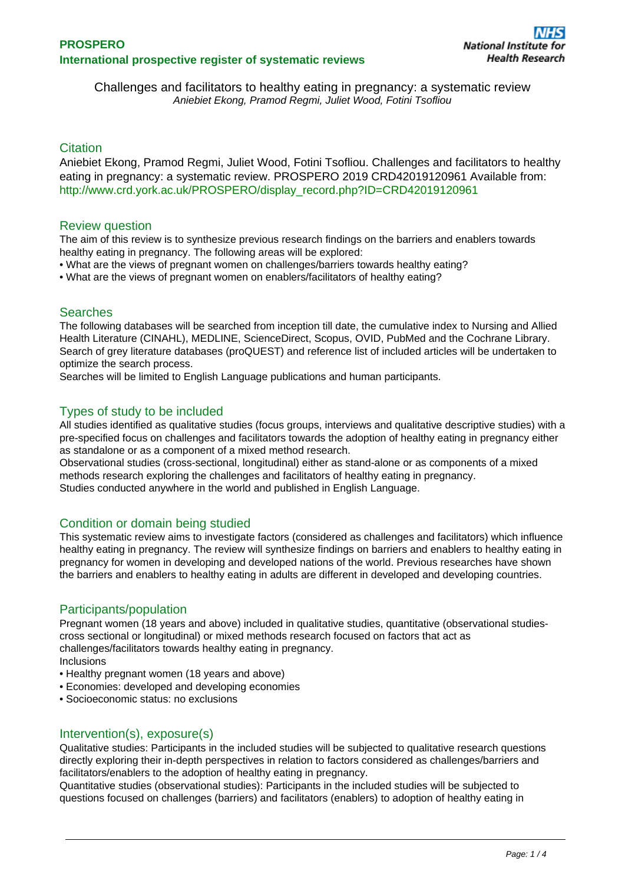# Challenges and facilitators to healthy eating in pregnancy: a systematic review

*Aniebiet Ekong, Pramod Regmi, Juliet Wood, Fotini Tsofliou*

## Citation

Aniebiet Ekong, Pramod Regmi, Juliet Wood, Fotini Tsofliou. Challenges and facilitators to healthy eating in pregnancy: a systematic review. PROSPERO 2019 CRD42019120961 Available from: http://www.crd.york.ac.uk/PROSPERO/display_record.php?ID=CRD42019120961

## Review question

The aim of this review is to synthesize previous research findings on the barriers and enablers towards healthy eating in pregnancy. The following areas will be explored:

- What are the views of pregnant women on challenges/barriers towards healthy eating?
- What are the views of pregnant women on enablers/facilitators of healthy eating?

## Searches

The following databases will be searched from inception till date, the cumulative index to Nursing and Allied Health Literature (CINAHL), MEDLINE, ScienceDirect, Scopus, OVID, PubMed and the Cochrane Library. Search of grey literature databases (proQUEST) and reference list of included articles will be undertaken to optimize the search process.

Searches will be limited to English Language publications and human participants.

## Types of study to be included

All studies identified as qualitative studies (focus groups, interviews and qualitative descriptive studies) with a pre-specified focus on challenges and facilitators towards the adoption of healthy eating in pregnancy either as standalone or as a component of a mixed method research.

Observational studies (cross-sectional, longitudinal) either as stand-alone or as components of a mixed methods research exploring the challenges and facilitators of healthy eating in pregnancy.

Studies conducted anywhere in the world and published in English Language.

## Condition or domain being studied

This systematic review aims to investigate factors (considered as challenges and facilitators) which influence healthy eating in pregnancy. The review will synthesize findings on barriers and enablers to healthy eating in pregnancy for women in developing and developed nations of the world. Previous researches have shown the barriers and enablers to healthy eating in adults are different in developed and developing countries.

## Participants/population

Pregnant women (18 years and above) included in qualitative studies, quantitative (observational studies-cross sectional or longitudinal) or mixed methods research focused on factors that act as challenges/facilitators towards healthy eating in pregnancy.

Inclusions

- Healthy pregnant women (18 years and above)
- Economies: developed and developing economies
- Socioeconomic status: no exclusions

## Intervention(s), exposure(s)

Qualitative studies: Participants in the included studies will be subjected to qualitative research questions directly exploring their in-depth perspectives in relation to factors considered as challenges/barriers and facilitators/enablers to the adoption of healthy eating in pregnancy.

Quantitative studies (observational studies): Participants in the included studies will be subjected to questions focused on challenges (barriers) and facilitators (enablers) to adoption of healthy eating in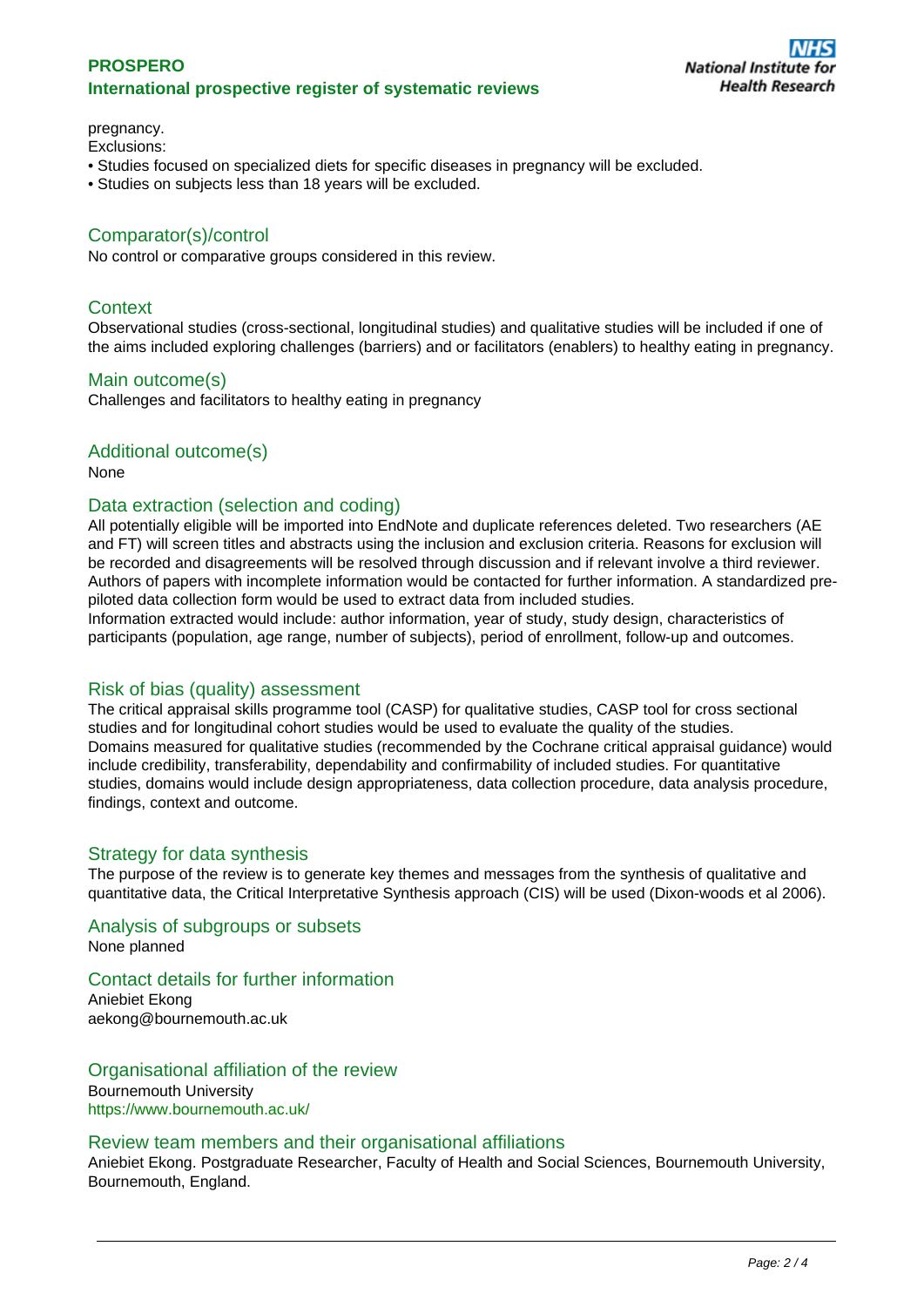pregnancy.
Exclusions:
• Studies focused on specialized diets for specific diseases in pregnancy will be excluded.
• Studies on subjects less than 18 years will be excluded.

## Comparator(s)/control

No control or comparative groups considered in this review.

## Context

Observational studies (cross-sectional, longitudinal studies) and qualitative studies will be included if one of the aims included exploring challenges (barriers) and or facilitators (enablers) to healthy eating in pregnancy.

## Main outcome(s)

Challenges and facilitators to healthy eating in pregnancy

## Additional outcome(s)

None

## Data extraction (selection and coding)

All potentially eligible will be imported into EndNote and duplicate references deleted. Two researchers (AE and FT) will screen titles and abstracts using the inclusion and exclusion criteria. Reasons for exclusion will be recorded and disagreements will be resolved through discussion and if relevant involve a third reviewer. Authors of papers with incomplete information would be contacted for further information. A standardized pre-piloted data collection form would be used to extract data from included studies.
Information extracted would include: author information, year of study, study design, characteristics of participants (population, age range, number of subjects), period of enrollment, follow-up and outcomes.

## Risk of bias (quality) assessment

The critical appraisal skills programme tool (CASP) for qualitative studies, CASP tool for cross sectional studies and for longitudinal cohort studies would be used to evaluate the quality of the studies.
Domains measured for qualitative studies (recommended by the Cochrane critical appraisal guidance) would include credibility, transferability, dependability and confirmability of included studies. For quantitative studies, domains would include design appropriateness, data collection procedure, data analysis procedure, findings, context and outcome.

## Strategy for data synthesis

The purpose of the review is to generate key themes and messages from the synthesis of qualitative and quantitative data, the Critical Interpretative Synthesis approach (CIS) will be used (Dixon-woods et al 2006).

## Analysis of subgroups or subsets

None planned

## Contact details for further information

Aniebiet Ekong
aekong@bournemouth.ac.uk

## Organisational affiliation of the review

Bournemouth University
https://www.bournemouth.ac.uk/

## Review team members and their organisational affiliations

Aniebiet Ekong. Postgraduate Researcher, Faculty of Health and Social Sciences, Bournemouth University, Bournemouth, England.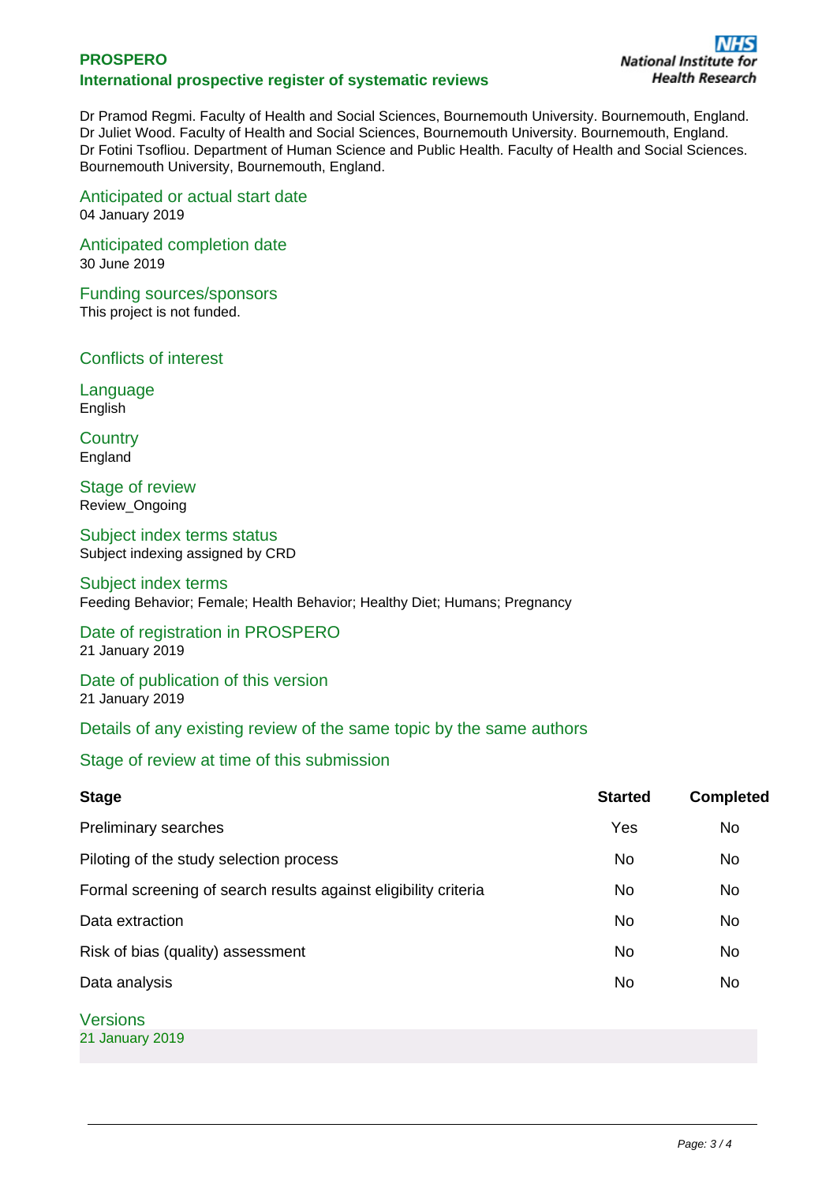Dr Pramod Regmi. Faculty of Health and Social Sciences, Bournemouth University. Bournemouth, England.
Dr Juliet Wood. Faculty of Health and Social Sciences, Bournemouth University. Bournemouth, England.
Dr Fotini Tsofliou. Department of Human Science and Public Health. Faculty of Health and Social Sciences. Bournemouth University, Bournemouth, England.

## Anticipated or actual start date

04 January 2019

## Anticipated completion date

30 June 2019

## Funding sources/sponsors

This project is not funded.

## Conflicts of interest

## Language

English

## Country

England

## Stage of review

Review_Ongoing

## Subject index terms status

Subject indexing assigned by CRD

## Subject index terms

Feeding Behavior; Female; Health Behavior; Healthy Diet; Humans; Pregnancy

## Date of registration in PROSPERO

21 January 2019

## Date of publication of this version

21 January 2019

## Details of any existing review of the same topic by the same authors

## Stage of review at time of this submission

| Stage | Started | Completed |
|---|---|---|
| Preliminary searches | Yes | No |
| Piloting of the study selection process | No | No |
| Formal screening of search results against eligibility criteria | No | No |
| Data extraction | No | No |
| Risk of bias (quality) assessment | No | No |
| Data analysis | No | No |

## Versions

21 January 2019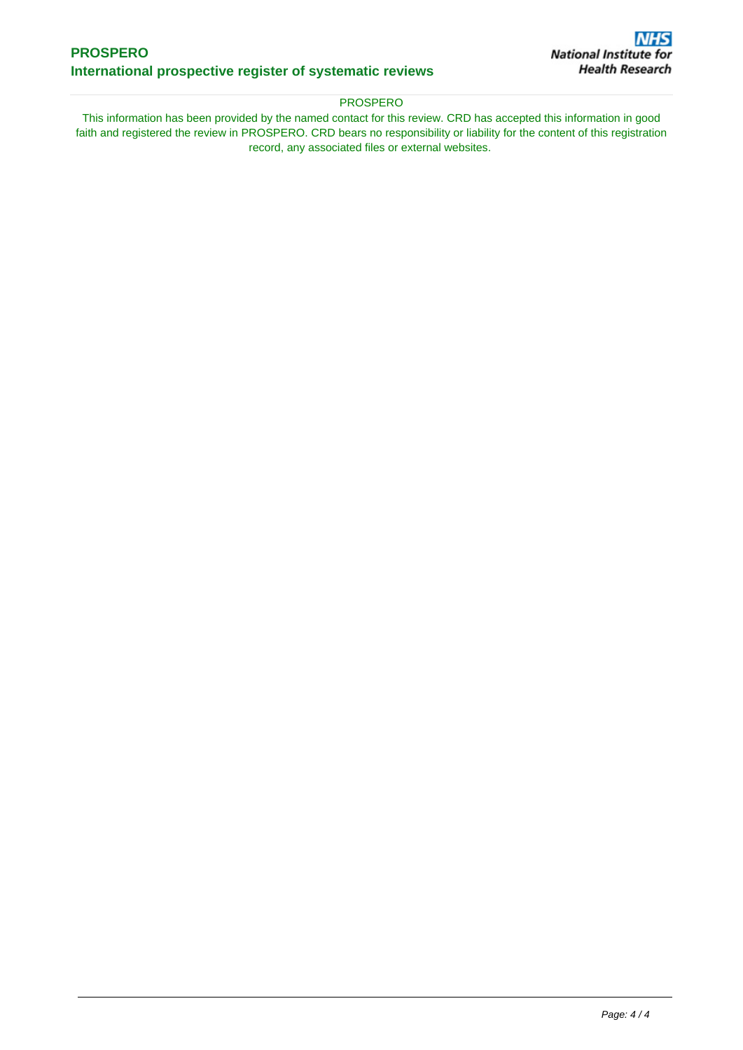PROSPERO

This information has been provided by the named contact for this review. CRD has accepted this information in good faith and registered the review in PROSPERO. CRD bears no responsibility or liability for the content of this registration record, any associated files or external websites.